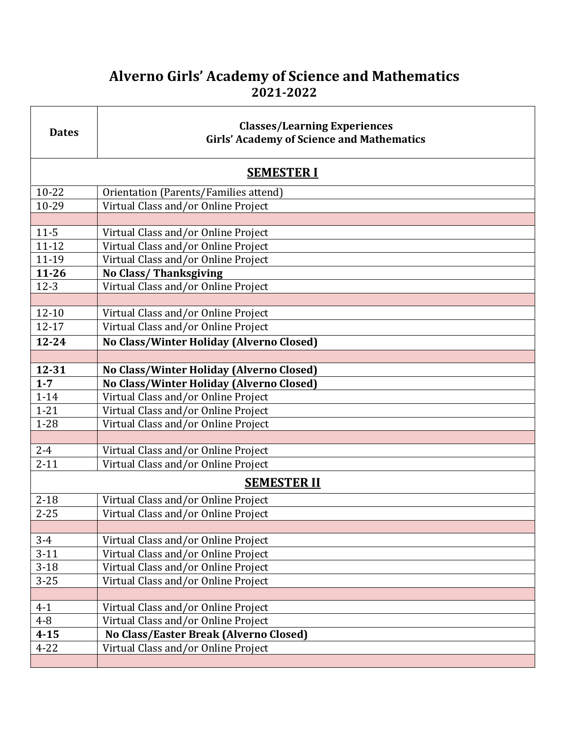# Alverno Girls' Academy of Science and Mathematics
## 2021-2022

| Dates | Classes/Learning Experiences<br>Girls' Academy of Science and Mathematics |
|---|---|
| **SEMESTER I** | |
| 10-22 | Orientation (Parents/Families attend) |
| 10-29 | Virtual Class and/or Online Project |
| | |
| 11-5 | Virtual Class and/or Online Project |
| 11-12 | Virtual Class and/or Online Project |
| 11-19 | Virtual Class and/or Online Project |
| **11-26** | **No Class/ Thanksgiving** |
| 12-3 | Virtual Class and/or Online Project |
| | |
| 12-10 | Virtual Class and/or Online Project |
| 12-17 | Virtual Class and/or Online Project |
| **12-24** | **No Class/Winter Holiday (Alverno Closed)** |
| | |
| **12-31** | **No Class/Winter Holiday (Alverno Closed)** |
| **1-7** | **No Class/Winter Holiday (Alverno Closed)** |
| 1-14 | Virtual Class and/or Online Project |
| 1-21 | Virtual Class and/or Online Project |
| 1-28 | Virtual Class and/or Online Project |
| | |
| 2-4 | Virtual Class and/or Online Project |
| 2-11 | Virtual Class and/or Online Project |
| **SEMESTER II** | |
| 2-18 | Virtual Class and/or Online Project |
| 2-25 | Virtual Class and/or Online Project |
| | |
| 3-4 | Virtual Class and/or Online Project |
| 3-11 | Virtual Class and/or Online Project |
| 3-18 | Virtual Class and/or Online Project |
| 3-25 | Virtual Class and/or Online Project |
| | |
| 4-1 | Virtual Class and/or Online Project |
| 4-8 | Virtual Class and/or Online Project |
| **4-15** | **No Class/Easter Break (Alverno Closed)** |
| 4-22 | Virtual Class and/or Online Project |
| | |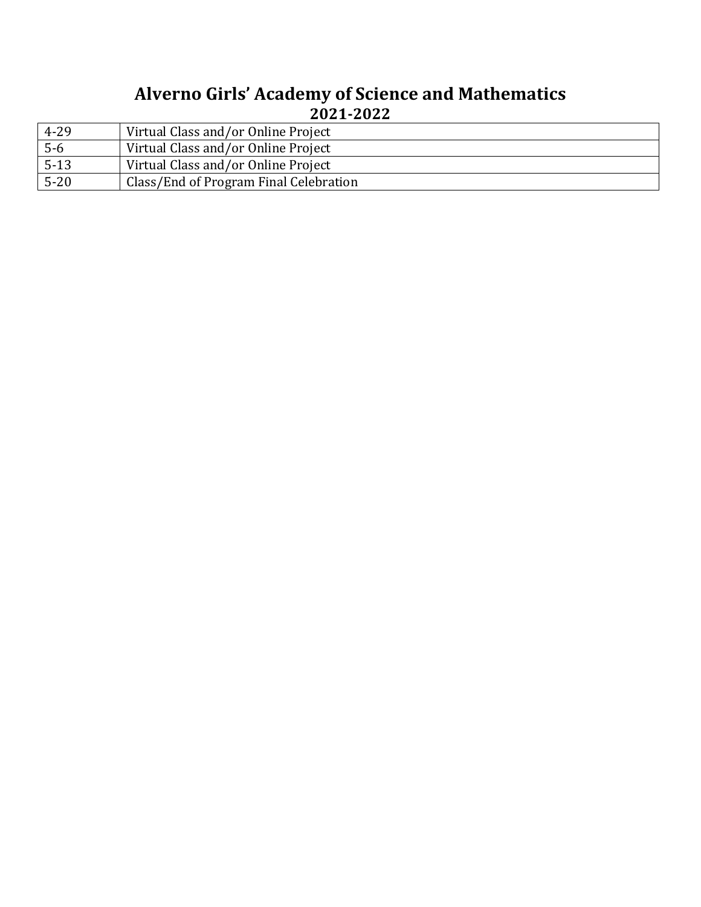# Alverno Girls' Academy of Science and Mathematics
## 2021-2022

| | |
|---|---|
| 4-29 | Virtual Class and/or Online Project |
| 5-6 | Virtual Class and/or Online Project |
| 5-13 | Virtual Class and/or Online Project |
| 5-20 | Class/End of Program Final Celebration |